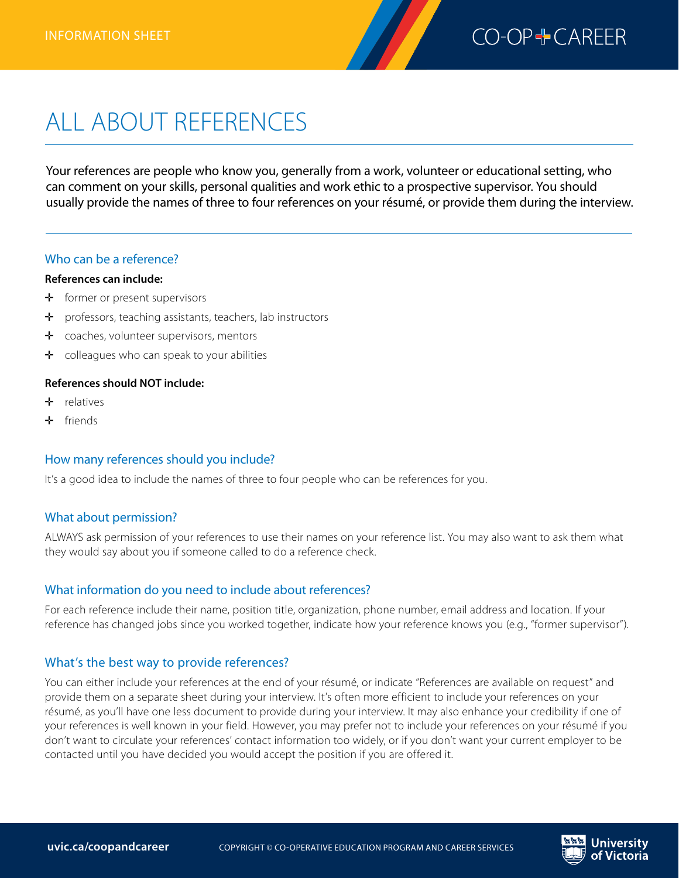INFORMATION SHEET

CO-OP + CAREER

# ALL ABOUT REFERENCES

Your references are people who know you, generally from a work, volunteer or educational setting, who can comment on your skills, personal qualities and work ethic to a prospective supervisor. You should usually provide the names of three to four references on your résumé, or provide them during the interview.

## Who can be a reference?

**References can include:**

- former or present supervisors
- professors, teaching assistants, teachers, lab instructors
- coaches, volunteer supervisors, mentors
- colleagues who can speak to your abilities

**References should NOT include:**

- relatives
- friends

## How many references should you include?

It's a good idea to include the names of three to four people who can be references for you.

## What about permission?

ALWAYS ask permission of your references to use their names on your reference list. You may also want to ask them what they would say about you if someone called to do a reference check.

## What information do you need to include about references?

For each reference include their name, position title, organization, phone number, email address and location. If your reference has changed jobs since you worked together, indicate how your reference knows you (e.g., "former supervisor").

## What's the best way to provide references?

You can either include your references at the end of your résumé, or indicate "References are available on request" and provide them on a separate sheet during your interview. It's often more efficient to include your references on your résumé, as you'll have one less document to provide during your interview. It may also enhance your credibility if one of your references is well known in your field. However, you may prefer not to include your references on your résumé if you don't want to circulate your references' contact information too widely, or if you don't want your current employer to be contacted until you have decided you would accept the position if you are offered it.

uvic.ca/coopandcareer

COPYRIGHT © CO-OPERATIVE EDUCATION PROGRAM AND CAREER SERVICES

University of Victoria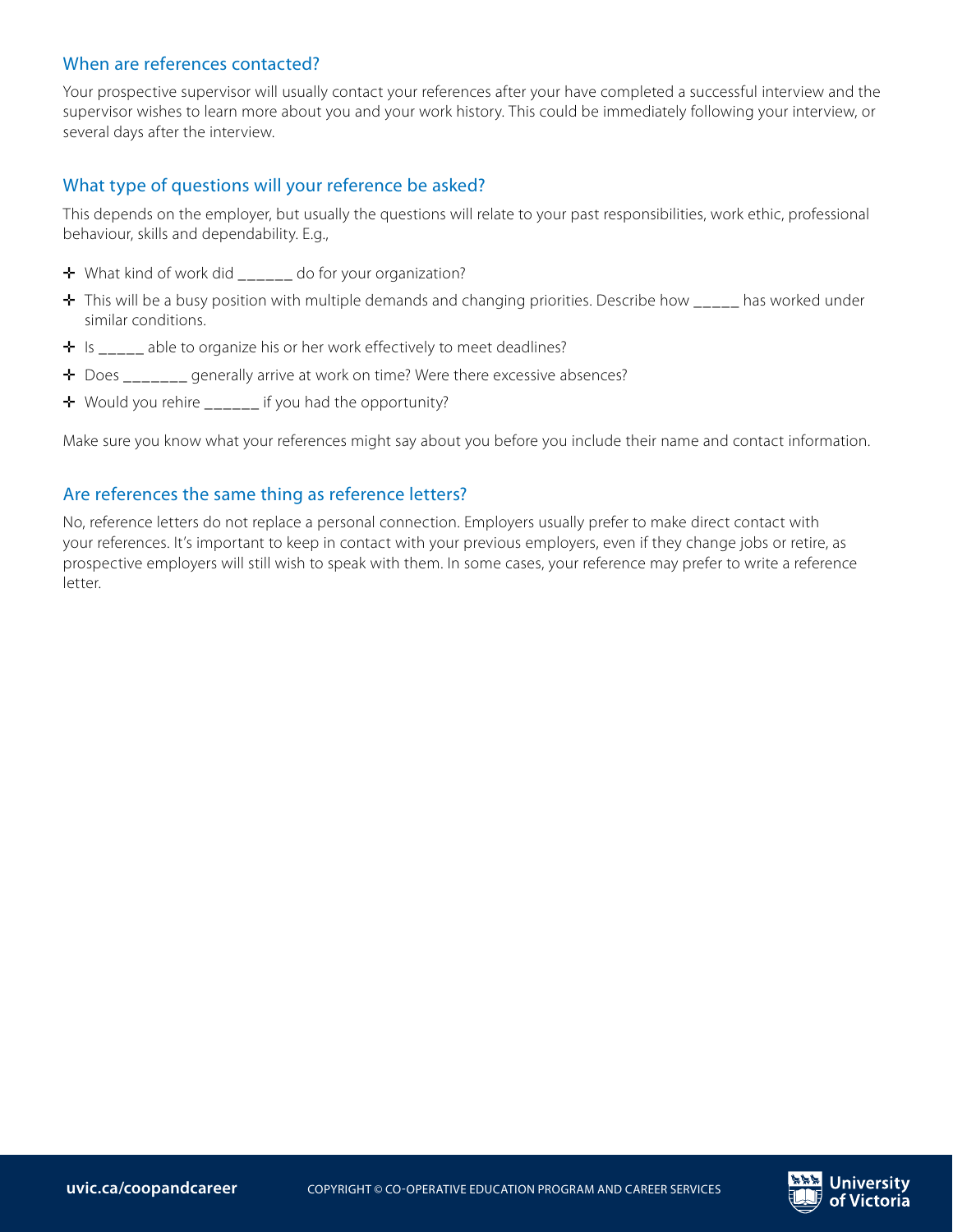## When are references contacted?

Your prospective supervisor will usually contact your references after your have completed a successful interview and the supervisor wishes to learn more about you and your work history. This could be immediately following your interview, or several days after the interview.

## What type of questions will your reference be asked?

This depends on the employer, but usually the questions will relate to your past responsibilities, work ethic, professional behaviour, skills and dependability. E.g.,

- What kind of work did ______ do for your organization?
- This will be a busy position with multiple demands and changing priorities. Describe how _____ has worked under similar conditions.
- Is _____ able to organize his or her work effectively to meet deadlines?
- Does _______ generally arrive at work on time? Were there excessive absences?
- Would you rehire ______ if you had the opportunity?

Make sure you know what your references might say about you before you include their name and contact information.

## Are references the same thing as reference letters?

No, reference letters do not replace a personal connection. Employers usually prefer to make direct contact with your references. It's important to keep in contact with your previous employers, even if they change jobs or retire, as prospective employers will still wish to speak with them. In some cases, your reference may prefer to write a reference letter.